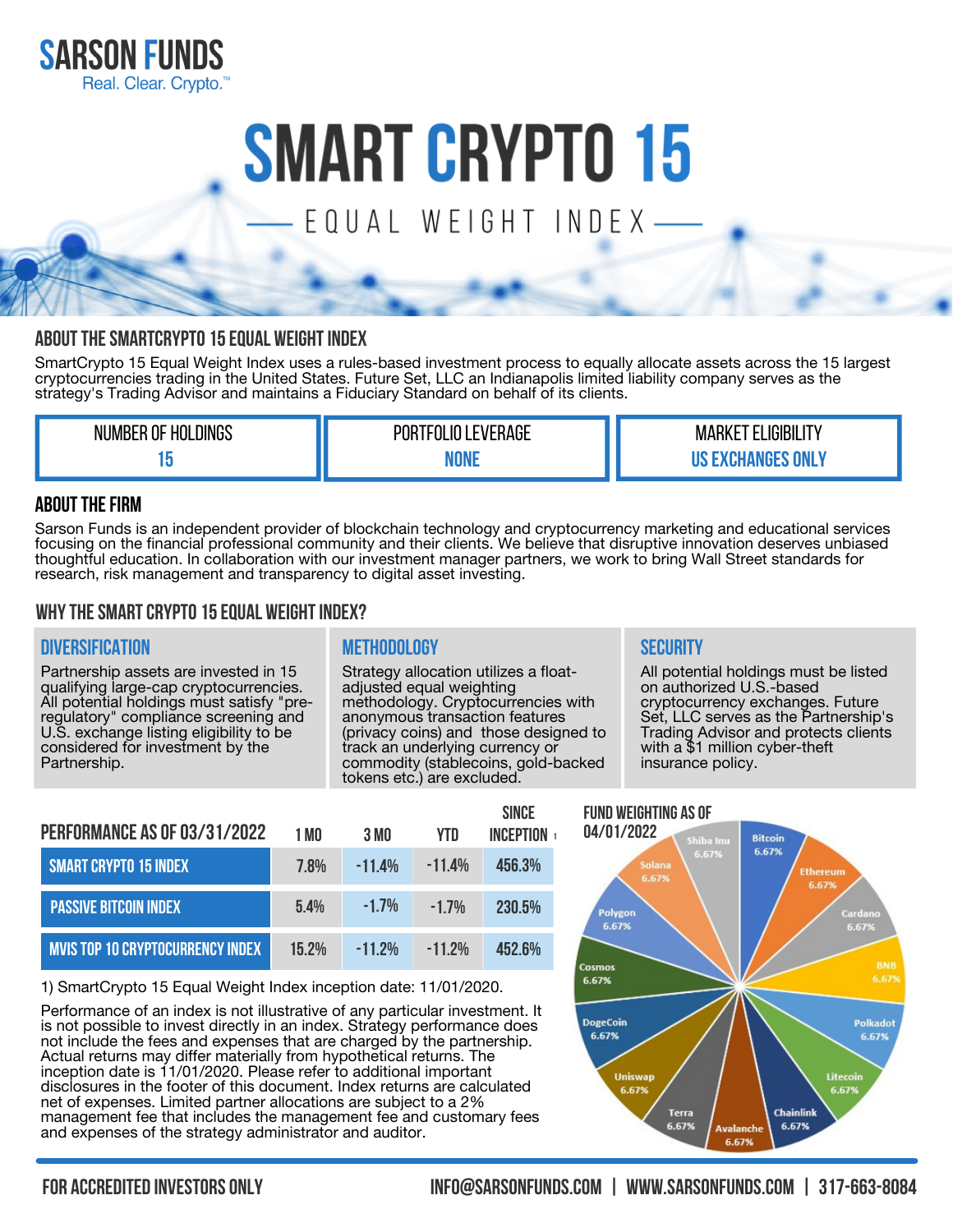SARSON FUNDS
Real. Clear. Crypto.™

# SMART CRYPTO 15

EQUAL WEIGHT INDEX

## ABOUT THE SMARTCRYPTO 15 EQUAL WEIGHT INDEX

SmartCrypto 15 Equal Weight Index uses a rules-based investment process to equally allocate assets across the 15 largest cryptocurrencies trading in the United States. Future Set, LLC an Indianapolis limited liability company serves as the strategy's Trading Advisor and maintains a Fiduciary Standard on behalf of its clients.

| NUMBER OF HOLDINGS | PORTFOLIO LEVERAGE | MARKET ELIGIBILITY |
|---|---|---|
| 15 | NONE | US EXCHANGES ONLY |

## ABOUT THE FIRM

Sarson Funds is an independent provider of blockchain technology and cryptocurrency marketing and educational services focusing on the financial professional community and their clients. We believe that disruptive innovation deserves unbiased thoughtful education. In collaboration with our investment manager partners, we work to bring Wall Street standards for research, risk management and transparency to digital asset investing.

## WHY THE SMART CRYPTO 15 EQUAL WEIGHT INDEX?

### DIVERSIFICATION

Partnership assets are invested in 15 qualifying large-cap cryptocurrencies. All potential holdings must satisfy "pre-regulatory" compliance screening and U.S. exchange listing eligibility to be considered for investment by the Partnership.

### METHODOLOGY

Strategy allocation utilizes a float-adjusted equal weighting methodology. Cryptocurrencies with anonymous transaction features (privacy coins) and those designed to track an underlying currency or commodity (stablecoins, gold-backed tokens etc.) are excluded.

### SECURITY

All potential holdings must be listed on authorized U.S.-based cryptocurrency exchanges. Future Set, LLC serves as the Partnership's Trading Advisor and protects clients with a $1 million cyber-theft insurance policy.

| PERFORMANCE AS OF 03/31/2022 | 1 MO | 3 MO | YTD | SINCE INCEPTION [1] |
|---|---|---|---|---|
| SMART CRYPTO 15 INDEX | 7.8% | -11.4% | -11.4% | 456.3% |
| PASSIVE BITCOIN INDEX | 5.4% | -1.7% | -1.7% | 230.5% |
| MVIS TOP 10 CRYPTOCURRENCY INDEX | 15.2% | -11.2% | -11.2% | 452.6% |

1) SmartCrypto 15 Equal Weight Index inception date: 11/01/2020.

Performance of an index is not illustrative of any particular investment. It is not possible to invest directly in an index. Strategy performance does not include the fees and expenses that are charged by the partnership. Actual returns may differ materially from hypothetical returns. The inception date is 11/01/2020. Please refer to additional important disclosures in the footer of this document. Index returns are calculated net of expenses. Limited partner allocations are subject to a 2% management fee that includes the management fee and customary fees and expenses of the strategy administrator and auditor.

FUND WEIGHTING AS OF 04/01/2022

Bitcoin 6.67%
Ethereum 6.67%
Cardano 6.67%
BNB 6.67%
Polkadot 6.67%
Litecoin 6.67%
Chainlink 6.67%
Avalanche 6.67%
Terra 6.67%
Uniswap 6.67%
DogeCoin 6.67%
Cosmos 6.67%
Polygon 6.67%
Solana 6.67%
Shiba Inu 6.67%

FOR ACCREDITED INVESTORS ONLY

INFO@SARSONFUNDS.COM | WWW.SARSONFUNDS.COM | 317-663-8084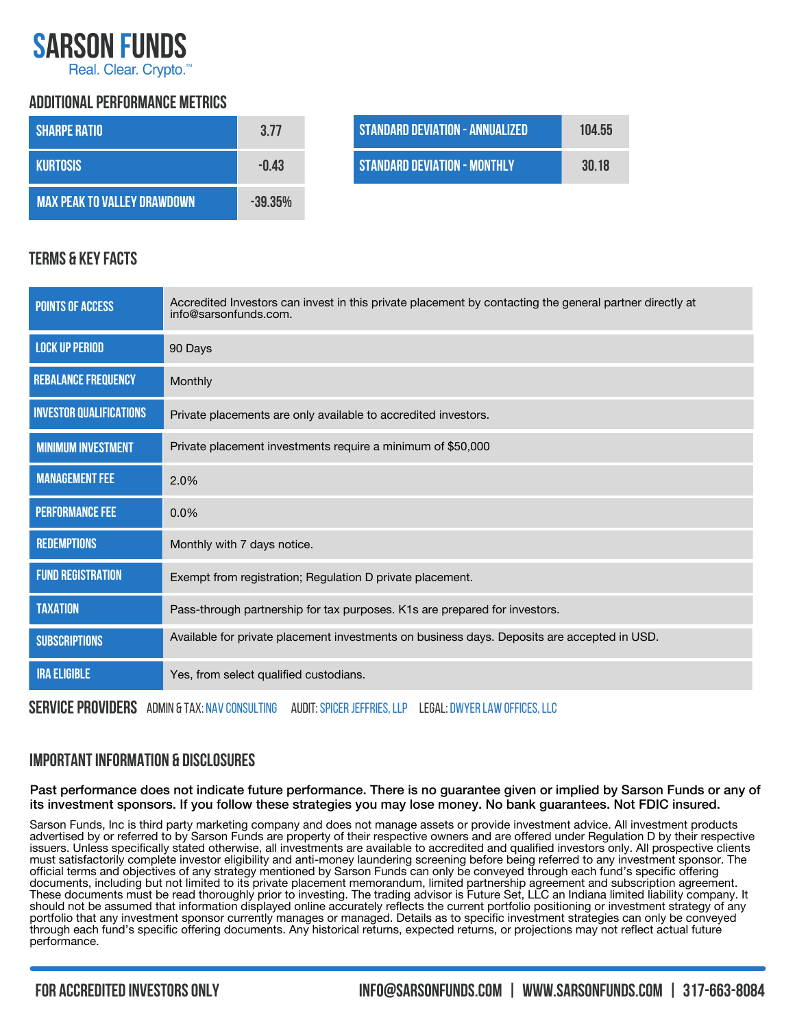**SARSON FUNDS**
Real. Clear. Crypto.™

## ADDITIONAL PERFORMANCE METRICS

| | |
|---|---|
| SHARPE RATIO | 3.77 |
| KURTOSIS | -0.43 |
| MAX PEAK TO VALLEY DRAWDOWN | -39.35% |

| | |
|---|---|
| STANDARD DEVIATION - ANNUALIZED | 104.55 |
| STANDARD DEVIATION - MONTHLY | 30.18 |

## TERMS & KEY FACTS

| | |
|---|---|
| POINTS OF ACCESS | Accredited Investors can invest in this private placement by contacting the general partner directly at info@sarsonfunds.com. |
| LOCK UP PERIOD | 90 Days |
| REBALANCE FREQUENCY | Monthly |
| INVESTOR QUALIFICATIONS | Private placements are only available to accredited investors. |
| MINIMUM INVESTMENT | Private placement investments require a minimum of $50,000 |
| MANAGEMENT FEE | 2.0% |
| PERFORMANCE FEE | 0.0% |
| REDEMPTIONS | Monthly with 7 days notice. |
| FUND REGISTRATION | Exempt from registration; Regulation D private placement. |
| TAXATION | Pass-through partnership for tax purposes. K1s are prepared for investors. |
| SUBSCRIPTIONS | Available for private placement investments on business days. Deposits are accepted in USD. |
| IRA ELIGIBLE | Yes, from select qualified custodians. |

**SERVICE PROVIDERS** ADMIN & TAX: NAV CONSULTING AUDIT: SPICER JEFFRIES, LLP LEGAL: DWYER LAW OFFICES, LLC

## IMPORTANT INFORMATION & DISCLOSURES

**Past performance does not indicate future performance. There is no guarantee given or implied by Sarson Funds or any of its investment sponsors. If you follow these strategies you may lose money. No bank guarantees. Not FDIC insured.**

Sarson Funds, Inc is third party marketing company and does not manage assets or provide investment advice. All investment products advertised by or referred to by Sarson Funds are property of their respective owners and are offered under Regulation D by their respective issuers. Unless specifically stated otherwise, all investments are available to accredited and qualified investors only. All prospective clients must satisfactorily complete investor eligibility and anti-money laundering screening before being referred to any investment sponsor. The official terms and objectives of any strategy mentioned by Sarson Funds can only be conveyed through each fund's specific offering documents, including but not limited to its private placement memorandum, limited partnership agreement and subscription agreement. These documents must be read thoroughly prior to investing. The trading advisor is Future Set, LLC an Indiana limited liability company. It should not be assumed that information displayed online accurately reflects the current portfolio positioning or investment strategy of any portfolio that any investment sponsor currently manages or managed. Details as to specific investment strategies can only be conveyed through each fund's specific offering documents. Any historical returns, expected returns, or projections may not reflect actual future performance.

FOR ACCREDITED INVESTORS ONLY INFO@SARSONFUNDS.COM | WWW.SARSONFUNDS.COM | 317-663-8084